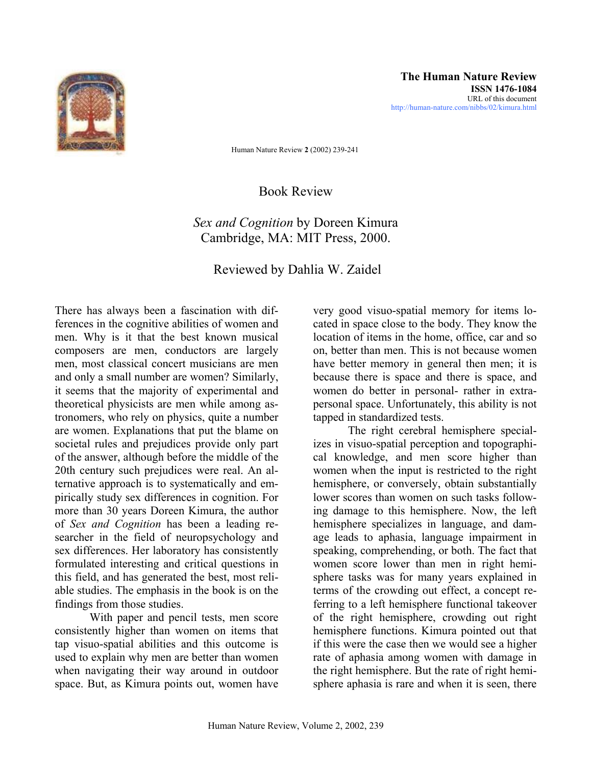**The Human Nature Review**
**ISSN 1476-1084**
URL of this document
http://human-nature.com/nibbs/02/kimura.html

Human Nature Review **2** (2002) 239-241

# Book Review

## *Sex and Cognition* by Doreen Kimura
## Cambridge, MA: MIT Press, 2000.

### Reviewed by Dahlia W. Zaidel

There has always been a fascination with differences in the cognitive abilities of women and men. Why is it that the best known musical composers are men, conductors are largely men, most classical concert musicians are men and only a small number are women? Similarly, it seems that the majority of experimental and theoretical physicists are men while among astronomers, who rely on physics, quite a number are women. Explanations that put the blame on societal rules and prejudices provide only part of the answer, although before the middle of the 20th century such prejudices were real. An alternative approach is to systematically and empirically study sex differences in cognition. For more than 30 years Doreen Kimura, the author of *Sex and Cognition* has been a leading researcher in the field of neuropsychology and sex differences. Her laboratory has consistently formulated interesting and critical questions in this field, and has generated the best, most reliable studies. The emphasis in the book is on the findings from those studies.

With paper and pencil tests, men score consistently higher than women on items that tap visuo-spatial abilities and this outcome is used to explain why men are better than women when navigating their way around in outdoor space. But, as Kimura points out, women have very good visuo-spatial memory for items located in space close to the body. They know the location of items in the home, office, car and so on, better than men. This is not because women have better memory in general then men; it is because there is space and there is space, and women do better in personal- rather in extra-personal space. Unfortunately, this ability is not tapped in standardized tests.

The right cerebral hemisphere specializes in visuo-spatial perception and topographical knowledge, and men score higher than women when the input is restricted to the right hemisphere, or conversely, obtain substantially lower scores than women on such tasks following damage to this hemisphere. Now, the left hemisphere specializes in language, and damage leads to aphasia, language impairment in speaking, comprehending, or both. The fact that women score lower than men in right hemisphere tasks was for many years explained in terms of the crowding out effect, a concept referring to a left hemisphere functional takeover of the right hemisphere, crowding out right hemisphere functions. Kimura pointed out that if this were the case then we would see a higher rate of aphasia among women with damage in the right hemisphere. But the rate of right hemisphere aphasia is rare and when it is seen, there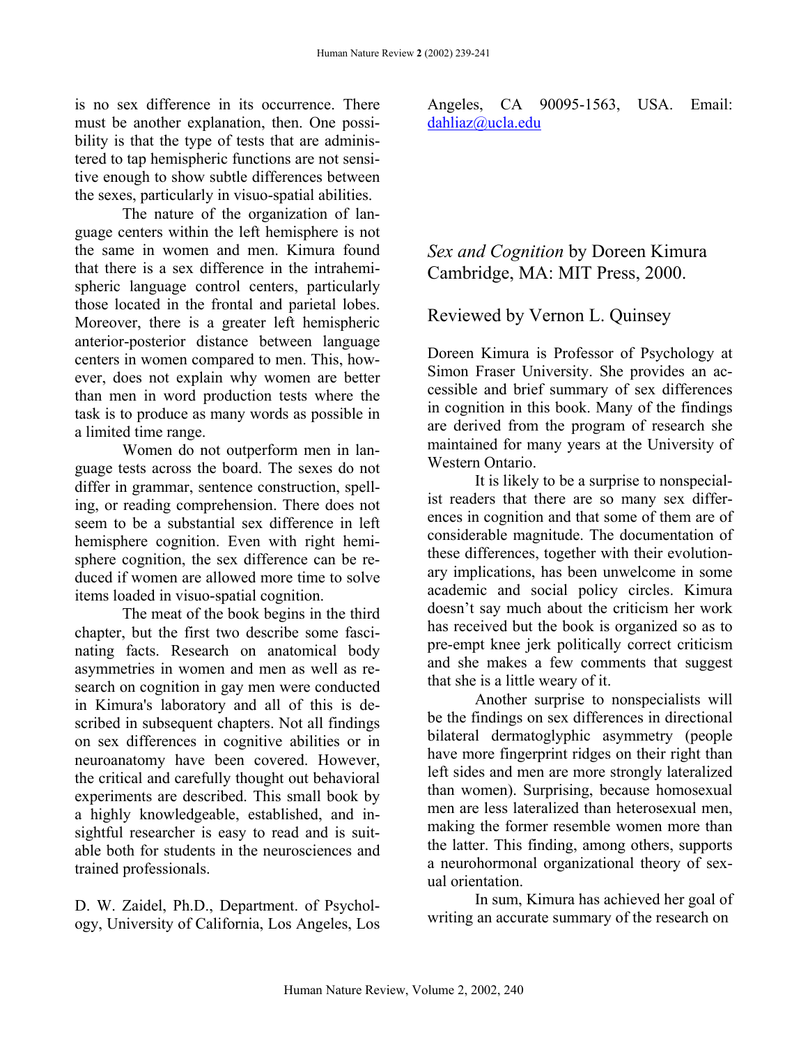is no sex difference in its occurrence. There must be another explanation, then. One possibility is that the type of tests that are administered to tap hemispheric functions are not sensitive enough to show subtle differences between the sexes, particularly in visuo-spatial abilities.

The nature of the organization of language centers within the left hemisphere is not the same in women and men. Kimura found that there is a sex difference in the intrahemispheric language control centers, particularly those located in the frontal and parietal lobes. Moreover, there is a greater left hemispheric anterior-posterior distance between language centers in women compared to men. This, however, does not explain why women are better than men in word production tests where the task is to produce as many words as possible in a limited time range.

Women do not outperform men in language tests across the board. The sexes do not differ in grammar, sentence construction, spelling, or reading comprehension. There does not seem to be a substantial sex difference in left hemisphere cognition. Even with right hemisphere cognition, the sex difference can be reduced if women are allowed more time to solve items loaded in visuo-spatial cognition.

The meat of the book begins in the third chapter, but the first two describe some fascinating facts. Research on anatomical body asymmetries in women and men as well as research on cognition in gay men were conducted in Kimura's laboratory and all of this is described in subsequent chapters. Not all findings on sex differences in cognitive abilities or in neuroanatomy have been covered. However, the critical and carefully thought out behavioral experiments are described. This small book by a highly knowledgeable, established, and insightful researcher is easy to read and is suitable both for students in the neurosciences and trained professionals.

D. W. Zaidel, Ph.D., Department. of Psychology, University of California, Los Angeles, Los Angeles, CA 90095-1563, USA. Email: dahliaz@ucla.edu

## *Sex and Cognition* by Doreen Kimura Cambridge, MA: MIT Press, 2000.

### Reviewed by Vernon L. Quinsey

Doreen Kimura is Professor of Psychology at Simon Fraser University. She provides an accessible and brief summary of sex differences in cognition in this book. Many of the findings are derived from the program of research she maintained for many years at the University of Western Ontario.

It is likely to be a surprise to nonspecialist readers that there are so many sex differences in cognition and that some of them are of considerable magnitude. The documentation of these differences, together with their evolutionary implications, has been unwelcome in some academic and social policy circles. Kimura doesn't say much about the criticism her work has received but the book is organized so as to pre-empt knee jerk politically correct criticism and she makes a few comments that suggest that she is a little weary of it.

Another surprise to nonspecialists will be the findings on sex differences in directional bilateral dermatoglyphic asymmetry (people have more fingerprint ridges on their right than left sides and men are more strongly lateralized than women). Surprising, because homosexual men are less lateralized than heterosexual men, making the former resemble women more than the latter. This finding, among others, supports a neurohormonal organizational theory of sexual orientation.

In sum, Kimura has achieved her goal of writing an accurate summary of the research on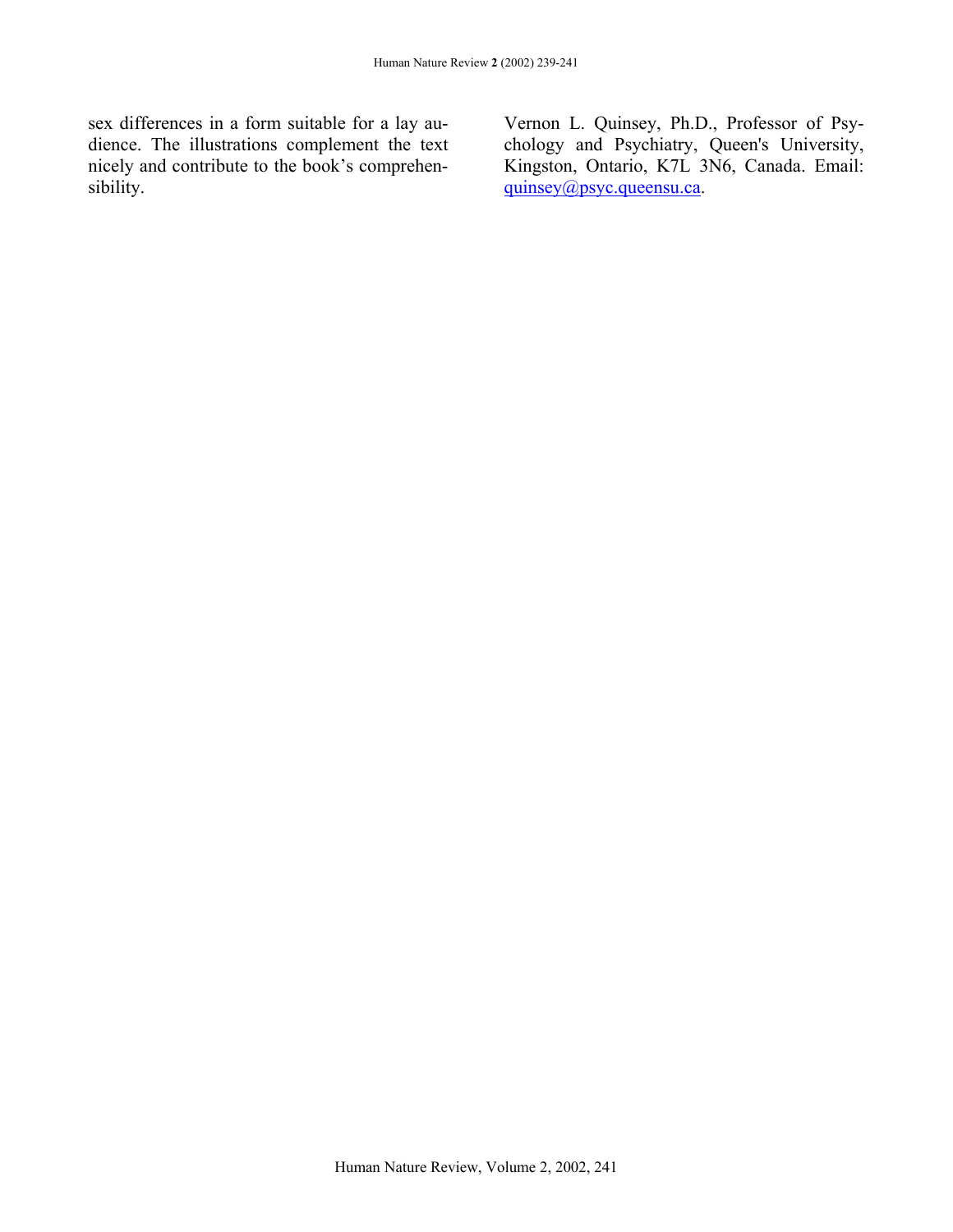sex differences in a form suitable for a lay audience. The illustrations complement the text nicely and contribute to the book's comprehensibility.

Vernon L. Quinsey, Ph.D., Professor of Psychology and Psychiatry, Queen's University, Kingston, Ontario, K7L 3N6, Canada. Email: quinsey@psyc.queensu.ca.